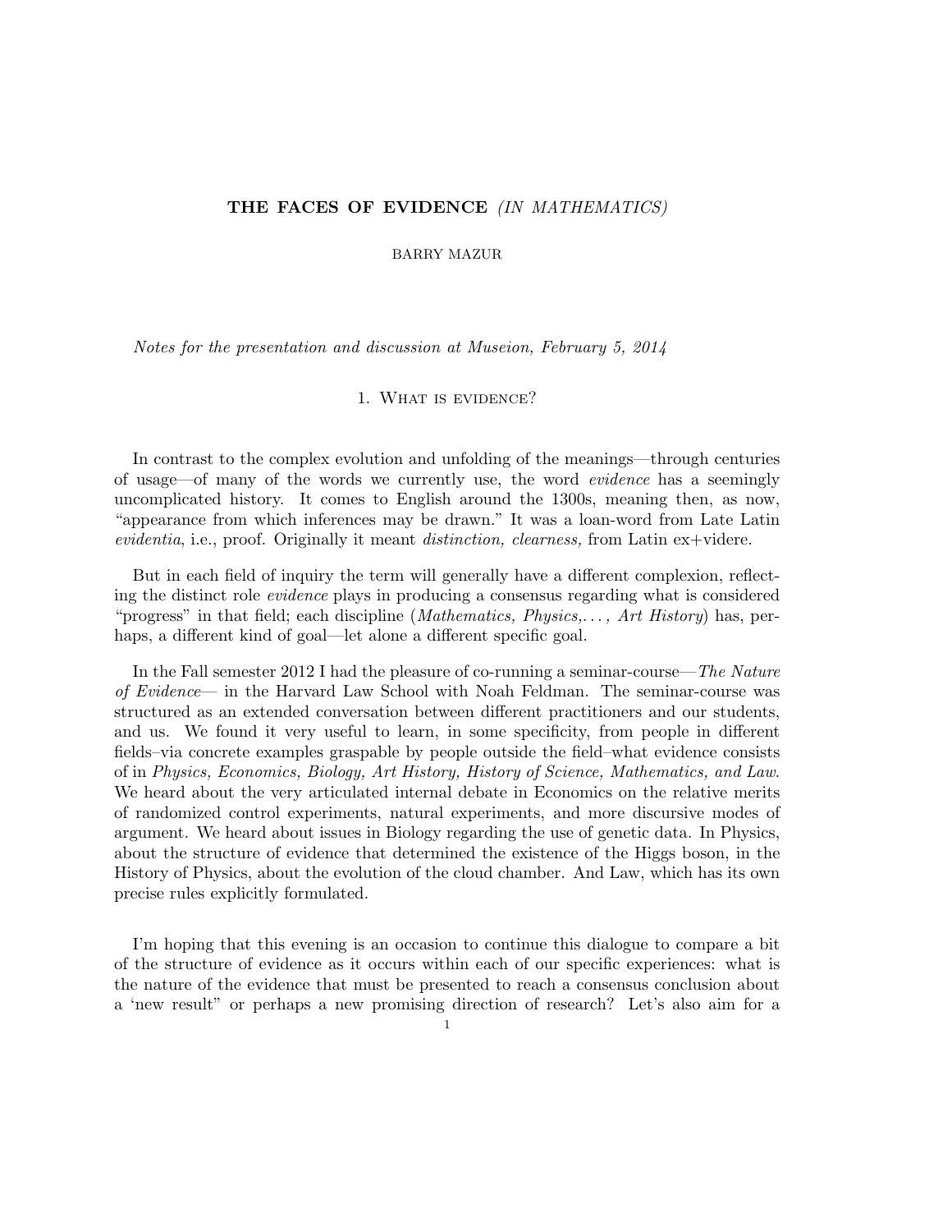# THE FACES OF EVIDENCE *(IN MATHEMATICS)*

BARRY MAZUR

*Notes for the presentation and discussion at Museion, February 5, 2014*

## 1. What is evidence?

In contrast to the complex evolution and unfolding of the meanings—through centuries of usage—of many of the words we currently use, the word *evidence* has a seemingly uncomplicated history. It comes to English around the 1300s, meaning then, as now, "appearance from which inferences may be drawn." It was a loan-word from Late Latin *evidentia*, i.e., proof. Originally it meant *distinction, clearness,* from Latin ex+videre.

But in each field of inquiry the term will generally have a different complexion, reflecting the distinct role *evidence* plays in producing a consensus regarding what is considered "progress" in that field; each discipline (*Mathematics, Physics,. . . , Art History*) has, perhaps, a different kind of goal—let alone a different specific goal.

In the Fall semester 2012 I had the pleasure of co-running a seminar-course—*The Nature of Evidence*— in the Harvard Law School with Noah Feldman. The seminar-course was structured as an extended conversation between different practitioners and our students, and us. We found it very useful to learn, in some specificity, from people in different fields–via concrete examples graspable by people outside the field–what evidence consists of in *Physics, Economics, Biology, Art History, History of Science, Mathematics, and Law.* We heard about the very articulated internal debate in Economics on the relative merits of randomized control experiments, natural experiments, and more discursive modes of argument. We heard about issues in Biology regarding the use of genetic data. In Physics, about the structure of evidence that determined the existence of the Higgs boson, in the History of Physics, about the evolution of the cloud chamber. And Law, which has its own precise rules explicitly formulated.

I'm hoping that this evening is an occasion to continue this dialogue to compare a bit of the structure of evidence as it occurs within each of our specific experiences: what is the nature of the evidence that must be presented to reach a consensus conclusion about a 'new result" or perhaps a new promising direction of research? Let's also aim for a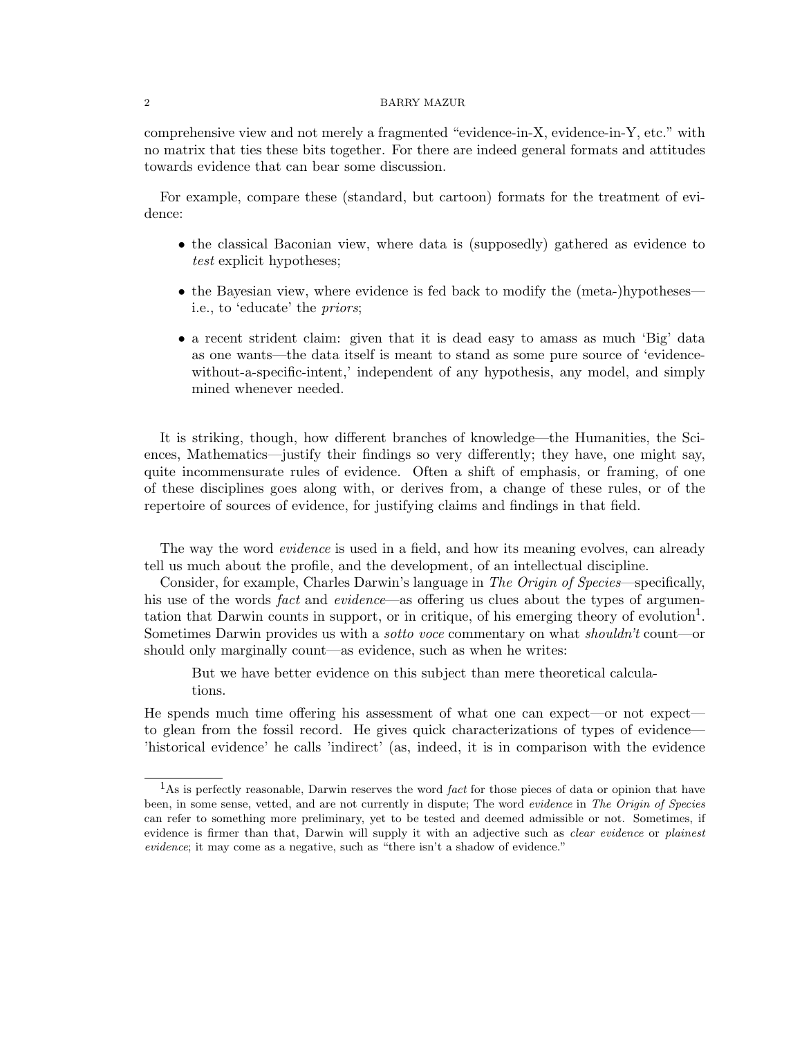comprehensive view and not merely a fragmented "evidence-in-X, evidence-in-Y, etc." with no matrix that ties these bits together. For there are indeed general formats and attitudes towards evidence that can bear some discussion.

For example, compare these (standard, but cartoon) formats for the treatment of evidence:

- the classical Baconian view, where data is (supposedly) gathered as evidence to *test* explicit hypotheses;
- the Bayesian view, where evidence is fed back to modify the (meta-)hypotheses—i.e., to 'educate' the *priors*;
- a recent strident claim: given that it is dead easy to amass as much 'Big' data as one wants—the data itself is meant to stand as some pure source of 'evidence-without-a-specific-intent,' independent of any hypothesis, any model, and simply mined whenever needed.

It is striking, though, how different branches of knowledge—the Humanities, the Sciences, Mathematics—justify their findings so very differently; they have, one might say, quite incommensurate rules of evidence. Often a shift of emphasis, or framing, of one of these disciplines goes along with, or derives from, a change of these rules, or of the repertoire of sources of evidence, for justifying claims and findings in that field.

The way the word *evidence* is used in a field, and how its meaning evolves, can already tell us much about the profile, and the development, of an intellectual discipline.

Consider, for example, Charles Darwin's language in *The Origin of Species*—specifically, his use of the words *fact* and *evidence*—as offering us clues about the types of argumentation that Darwin counts in support, or in critique, of his emerging theory of evolution[1]. Sometimes Darwin provides us with a *sotto voce* commentary on what *shouldn't* count—or should only marginally count—as evidence, such as when he writes:

> But we have better evidence on this subject than mere theoretical calculations.

He spends much time offering his assessment of what one can expect—or not expect—to glean from the fossil record. He gives quick characterizations of types of evidence—'historical evidence' he calls 'indirect' (as, indeed, it is in comparison with the evidence

---

[1] As is perfectly reasonable, Darwin reserves the word *fact* for those pieces of data or opinion that have been, in some sense, vetted, and are not currently in dispute; The word *evidence* in *The Origin of Species* can refer to something more preliminary, yet to be tested and deemed admissible or not. Sometimes, if evidence is firmer than that, Darwin will supply it with an adjective such as *clear evidence* or *plainest evidence*; it may come as a negative, such as "there isn't a shadow of evidence."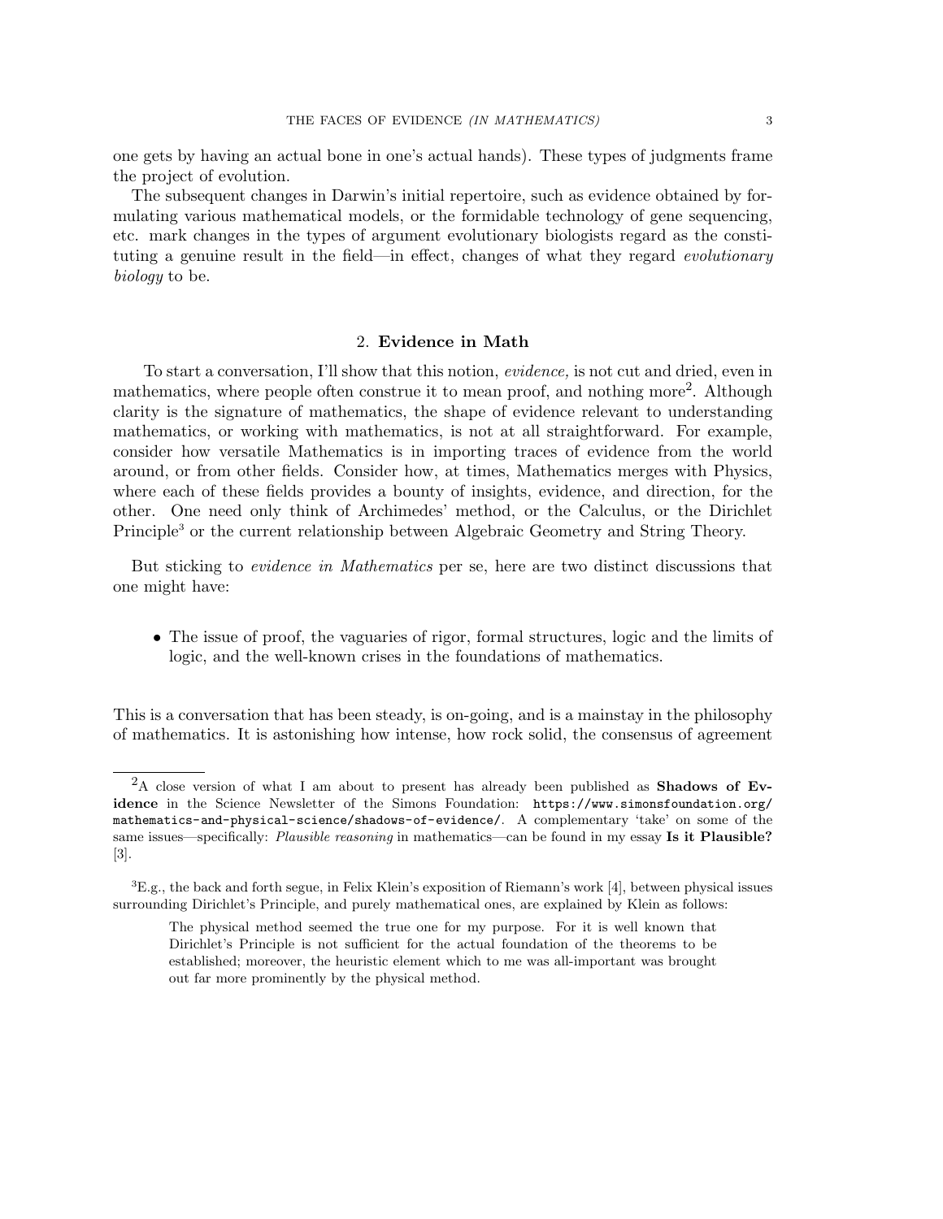one gets by having an actual bone in one's actual hands). These types of judgments frame the project of evolution.

The subsequent changes in Darwin's initial repertoire, such as evidence obtained by formulating various mathematical models, or the formidable technology of gene sequencing, etc. mark changes in the types of argument evolutionary biologists regard as the constituting a genuine result in the field—in effect, changes of what they regard *evolutionary biology* to be.

## 2. Evidence in Math

To start a conversation, I'll show that this notion, *evidence,* is not cut and dried, even in mathematics, where people often construe it to mean proof, and nothing more[2]. Although clarity is the signature of mathematics, the shape of evidence relevant to understanding mathematics, or working with mathematics, is not at all straightforward. For example, consider how versatile Mathematics is in importing traces of evidence from the world around, or from other fields. Consider how, at times, Mathematics merges with Physics, where each of these fields provides a bounty of insights, evidence, and direction, for the other. One need only think of Archimedes' method, or the Calculus, or the Dirichlet Principle[3] or the current relationship between Algebraic Geometry and String Theory.

But sticking to *evidence in Mathematics* per se, here are two distinct discussions that one might have:

- The issue of proof, the vaguaries of rigor, formal structures, logic and the limits of logic, and the well-known crises in the foundations of mathematics.

This is a conversation that has been steady, is on-going, and is a mainstay in the philosophy of mathematics. It is astonishing how intense, how rock solid, the consensus of agreement

---

[2] A close version of what I am about to present has already been published as **Shadows of Evidence** in the Science Newsletter of the Simons Foundation: `https://www.simonsfoundation.org/mathematics-and-physical-science/shadows-of-evidence/`. A complementary 'take' on some of the same issues—specifically: *Plausible reasoning* in mathematics—can be found in my essay **Is it Plausible?** [3].

[3] E.g., the back and forth segue, in Felix Klein's exposition of Riemann's work [4], between physical issues surrounding Dirichlet's Principle, and purely mathematical ones, are explained by Klein as follows:

> The physical method seemed the true one for my purpose. For it is well known that Dirichlet's Principle is not sufficient for the actual foundation of the theorems to be established; moreover, the heuristic element which to me was all-important was brought out far more prominently by the physical method.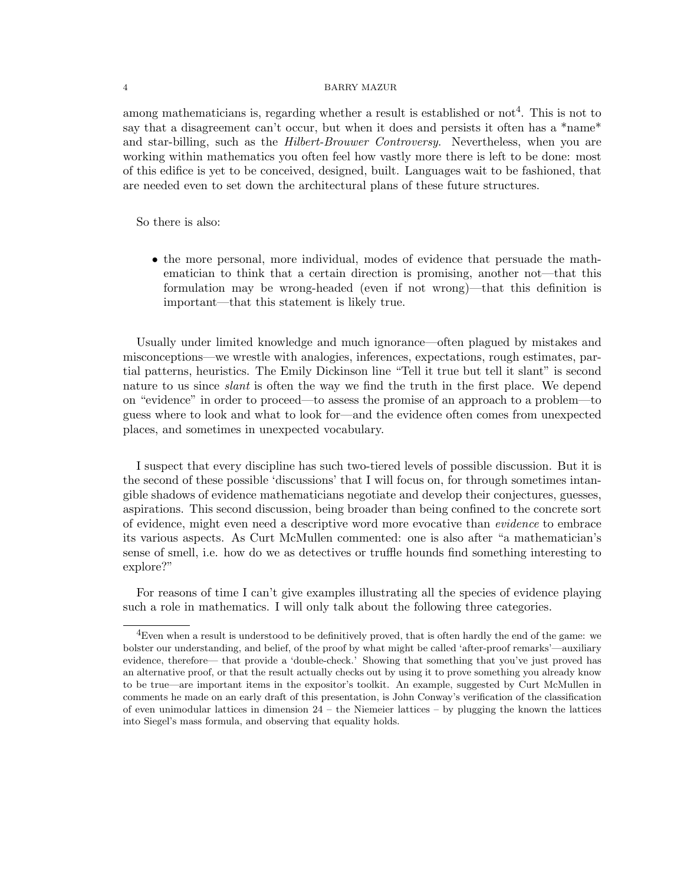among mathematicians is, regarding whether a result is established or not[4]. This is not to say that a disagreement can't occur, but when it does and persists it often has a *name* and star-billing, such as the *Hilbert-Brouwer Controversy*. Nevertheless, when you are working within mathematics you often feel how vastly more there is left to be done: most of this edifice is yet to be conceived, designed, built. Languages wait to be fashioned, that are needed even to set down the architectural plans of these future structures.

So there is also:

- the more personal, more individual, modes of evidence that persuade the mathematician to think that a certain direction is promising, another not—that this formulation may be wrong-headed (even if not wrong)—that this definition is important—that this statement is likely true.

Usually under limited knowledge and much ignorance—often plagued by mistakes and misconceptions—we wrestle with analogies, inferences, expectations, rough estimates, partial patterns, heuristics. The Emily Dickinson line "Tell it true but tell it slant" is second nature to us since *slant* is often the way we find the truth in the first place. We depend on "evidence" in order to proceed—to assess the promise of an approach to a problem—to guess where to look and what to look for—and the evidence often comes from unexpected places, and sometimes in unexpected vocabulary.

I suspect that every discipline has such two-tiered levels of possible discussion. But it is the second of these possible 'discussions' that I will focus on, for through sometimes intangible shadows of evidence mathematicians negotiate and develop their conjectures, guesses, aspirations. This second discussion, being broader than being confined to the concrete sort of evidence, might even need a descriptive word more evocative than *evidence* to embrace its various aspects. As Curt McMullen commented: one is also after "a mathematician's sense of smell, i.e. how do we as detectives or truffle hounds find something interesting to explore?"

For reasons of time I can't give examples illustrating all the species of evidence playing such a role in mathematics. I will only talk about the following three categories.

---

[4] Even when a result is understood to be definitively proved, that is often hardly the end of the game: we bolster our understanding, and belief, of the proof by what might be called 'after-proof remarks'—auxiliary evidence, therefore— that provide a 'double-check.' Showing that something that you've just proved has an alternative proof, or that the result actually checks out by using it to prove something you already know to be true—are important items in the expositor's toolkit. An example, suggested by Curt McMullen in comments he made on an early draft of this presentation, is John Conway's verification of the classification of even unimodular lattices in dimension 24 – the Niemeier lattices – by plugging the known the lattices into Siegel's mass formula, and observing that equality holds.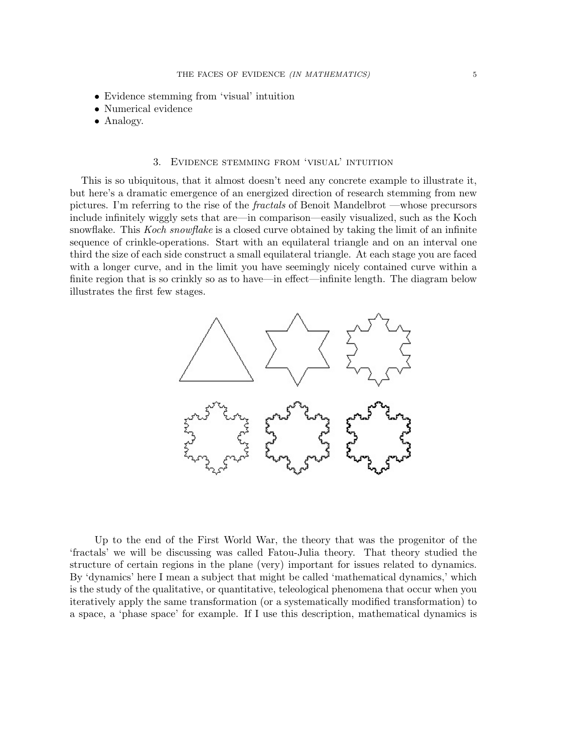- Evidence stemming from 'visual' intuition
- Numerical evidence
- Analogy.

## 3. Evidence stemming from 'visual' intuition

This is so ubiquitous, that it almost doesn't need any concrete example to illustrate it, but here's a dramatic emergence of an energized direction of research stemming from new pictures. I'm referring to the rise of the *fractals* of Benoit Mandelbrot —whose precursors include infinitely wiggly sets that are—in comparison—easily visualized, such as the Koch snowflake. This *Koch snowflake* is a closed curve obtained by taking the limit of an infinite sequence of crinkle-operations. Start with an equilateral triangle and on an interval one third the size of each side construct a small equilateral triangle. At each stage you are faced with a longer curve, and in the limit you have seemingly nicely contained curve within a finite region that is so crinkly so as to have—in effect—infinite length. The diagram below illustrates the first few stages.

Up to the end of the First World War, the theory that was the progenitor of the 'fractals' we will be discussing was called Fatou-Julia theory. That theory studied the structure of certain regions in the plane (very) important for issues related to dynamics. By 'dynamics' here I mean a subject that might be called 'mathematical dynamics,' which is the study of the qualitative, or quantitative, teleological phenomena that occur when you iteratively apply the same transformation (or a systematically modified transformation) to a space, a 'phase space' for example. If I use this description, mathematical dynamics is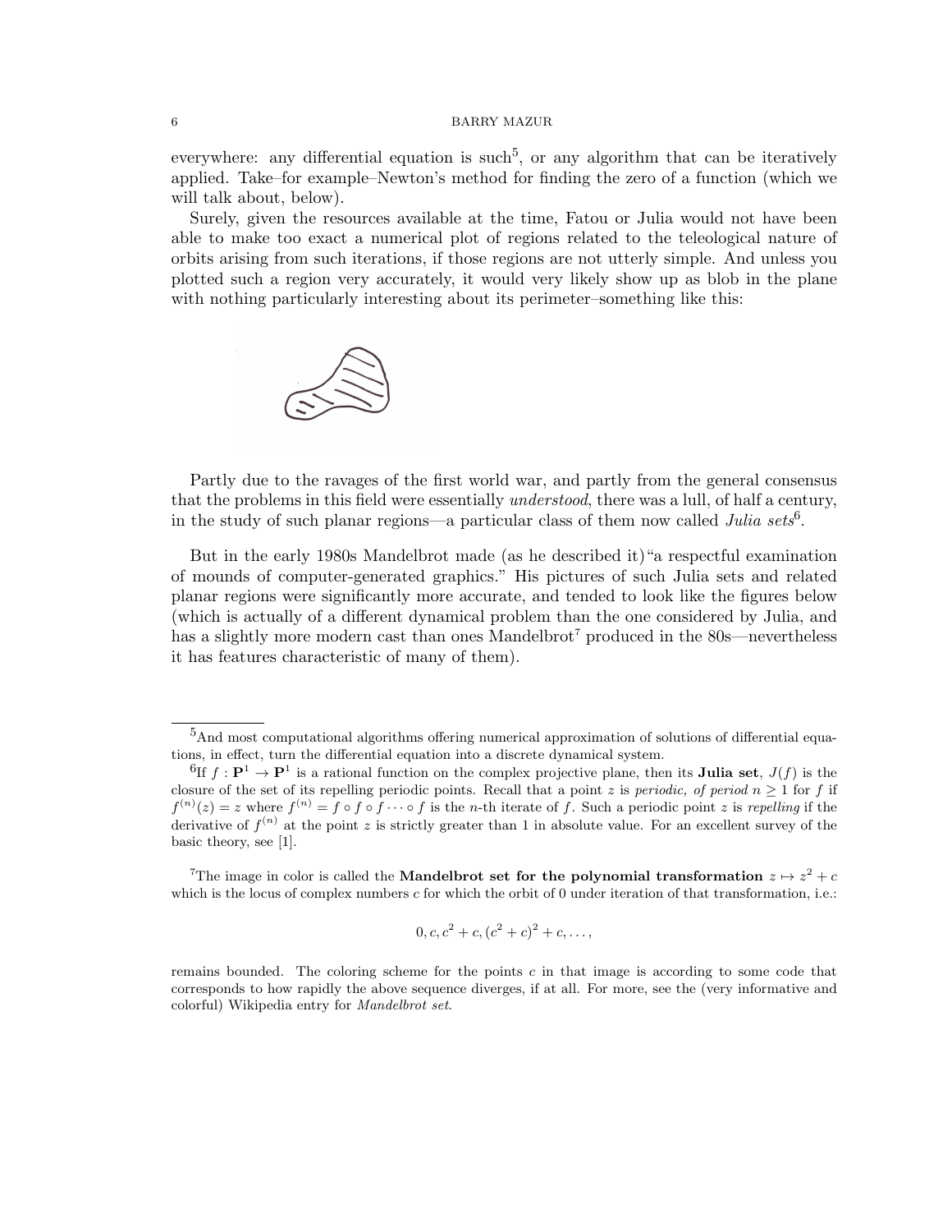everywhere: any differential equation is such[5], or any algorithm that can be iteratively applied. Take–for example–Newton's method for finding the zero of a function (which we will talk about, below).

Surely, given the resources available at the time, Fatou or Julia would not have been able to make too exact a numerical plot of regions related to the teleological nature of orbits arising from such iterations, if those regions are not utterly simple. And unless you plotted such a region very accurately, it would very likely show up as blob in the plane with nothing particularly interesting about its perimeter–something like this:

Partly due to the ravages of the first world war, and partly from the general consensus that the problems in this field were essentially *understood*, there was a lull, of half a century, in the study of such planar regions—a particular class of them now called *Julia sets*[6].

But in the early 1980s Mandelbrot made (as he described it) "a respectful examination of mounds of computer-generated graphics." His pictures of such Julia sets and related planar regions were significantly more accurate, and tended to look like the figures below (which is actually of a different dynamical problem than the one considered by Julia, and has a slightly more modern cast than ones Mandelbrot[7] produced in the 80s—nevertheless it has features characteristic of many of them).

---

[5] And most computational algorithms offering numerical approximation of solutions of differential equations, in effect, turn the differential equation into a discrete dynamical system.

[6] If $f : \mathbf{P}^1 \to \mathbf{P}^1$ is a rational function on the complex projective plane, then its **Julia set**, $J(f)$ is the closure of the set of its repelling periodic points. Recall that a point $z$ is *periodic, of period* $n \geq 1$ for $f$ if $f^{(n)}(z) = z$ where $f^{(n)} = f \circ f \circ f \cdots \circ f$ is the $n$-th iterate of $f$. Such a periodic point $z$ is *repelling* if the derivative of $f^{(n)}$ at the point $z$ is strictly greater than 1 in absolute value. For an excellent survey of the basic theory, see [1].

[7] The image in color is called the **Mandelbrot set for the polynomial transformation** $z \mapsto z^2 + c$ which is the locus of complex numbers $c$ for which the orbit of 0 under iteration of that transformation, i.e.:

$$0, c, c^2 + c, (c^2 + c)^2 + c, \ldots,$$

remains bounded. The coloring scheme for the points $c$ in that image is according to some code that corresponds to how rapidly the above sequence diverges, if at all. For more, see the (very informative and colorful) Wikipedia entry for *Mandelbrot set*.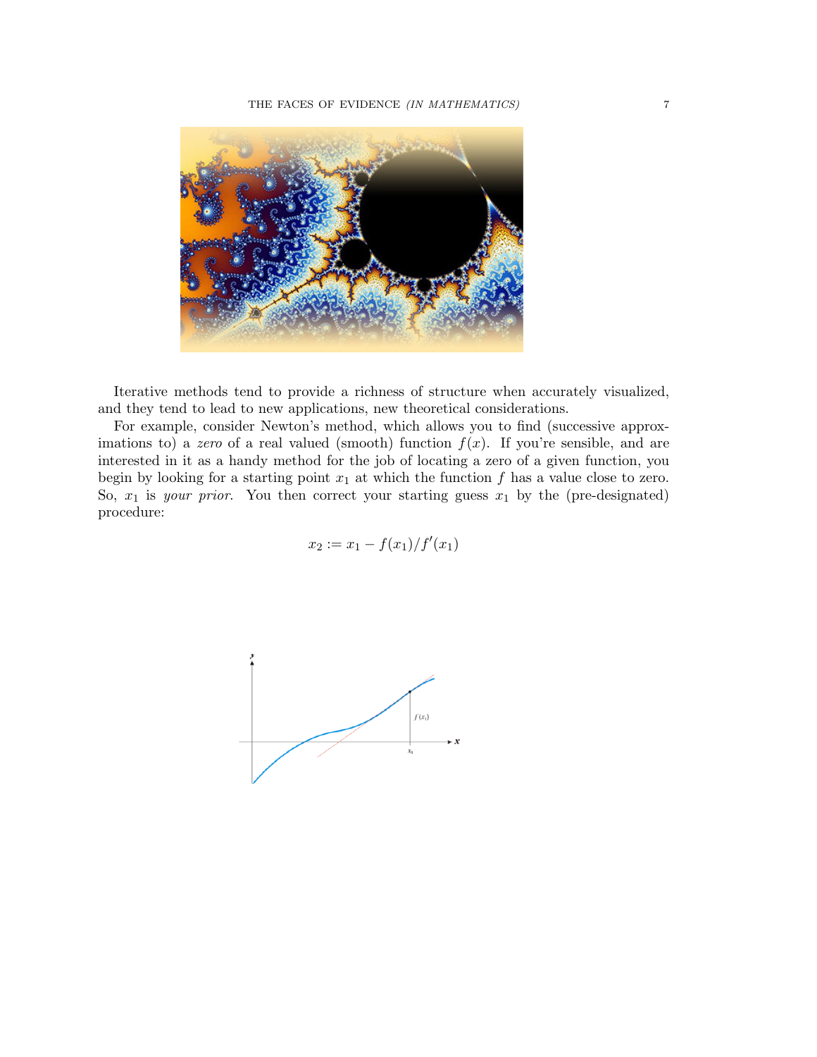Iterative methods tend to provide a richness of structure when accurately visualized, and they tend to lead to new applications, new theoretical considerations.

For example, consider Newton's method, which allows you to find (successive approximations to) a *zero* of a real valued (smooth) function $f(x)$. If you're sensible, and are interested in it as a handy method for the job of locating a zero of a given function, you begin by looking for a starting point $x_1$ at which the function $f$ has a value close to zero. So, $x_1$ is *your prior*. You then correct your starting guess $x_1$ by the (pre-designated) procedure:

$$x_2 := x_1 - f(x_1)/f'(x_1)$$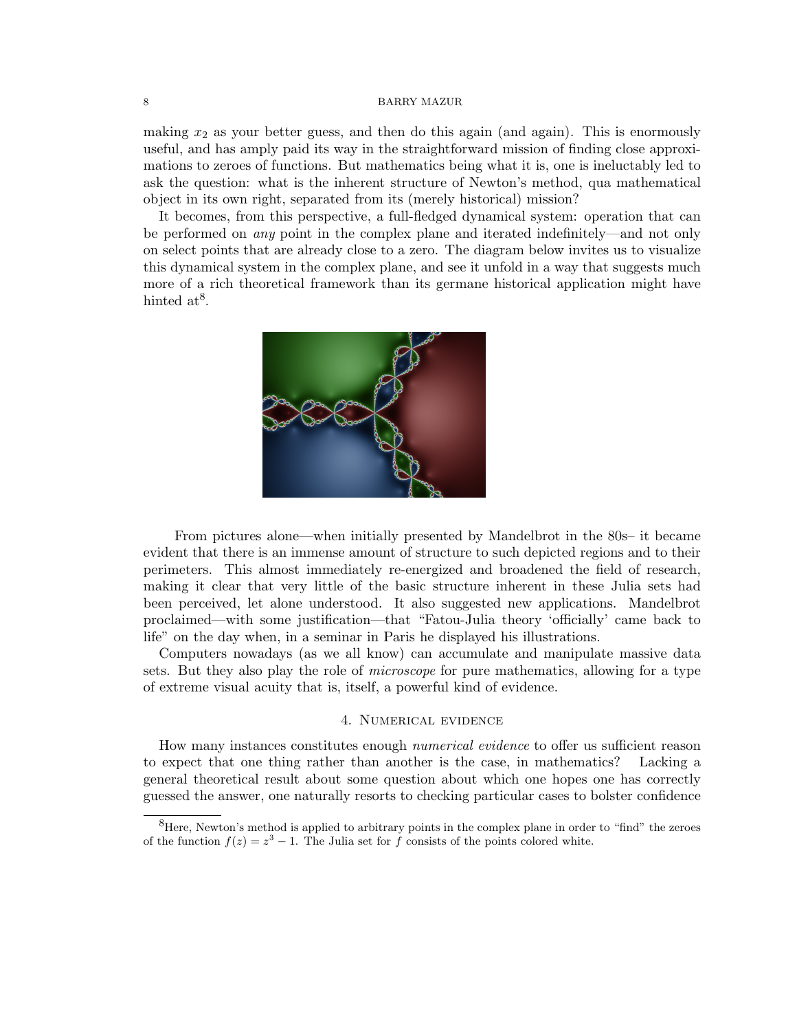making $x_2$ as your better guess, and then do this again (and again). This is enormously useful, and has amply paid its way in the straightforward mission of finding close approximations to zeroes of functions. But mathematics being what it is, one is ineluctably led to ask the question: what is the inherent structure of Newton's method, qua mathematical object in its own right, separated from its (merely historical) mission?

It becomes, from this perspective, a full-fledged dynamical system: operation that can be performed on *any* point in the complex plane and iterated indefinitely—and not only on select points that are already close to a zero. The diagram below invites us to visualize this dynamical system in the complex plane, and see it unfold in a way that suggests much more of a rich theoretical framework than its germane historical application might have hinted at[8].

From pictures alone—when initially presented by Mandelbrot in the 80s– it became evident that there is an immense amount of structure to such depicted regions and to their perimeters. This almost immediately re-energized and broadened the field of research, making it clear that very little of the basic structure inherent in these Julia sets had been perceived, let alone understood. It also suggested new applications. Mandelbrot proclaimed—with some justification—that "Fatou-Julia theory 'officially' came back to life" on the day when, in a seminar in Paris he displayed his illustrations.

Computers nowadays (as we all know) can accumulate and manipulate massive data sets. But they also play the role of *microscope* for pure mathematics, allowing for a type of extreme visual acuity that is, itself, a powerful kind of evidence.

## 4. Numerical evidence

How many instances constitutes enough *numerical evidence* to offer us sufficient reason to expect that one thing rather than another is the case, in mathematics? Lacking a general theoretical result about some question about which one hopes one has correctly guessed the answer, one naturally resorts to checking particular cases to bolster confidence

[8] Here, Newton's method is applied to arbitrary points in the complex plane in order to "find" the zeroes of the function $f(z) = z^3 - 1$. The Julia set for $f$ consists of the points colored white.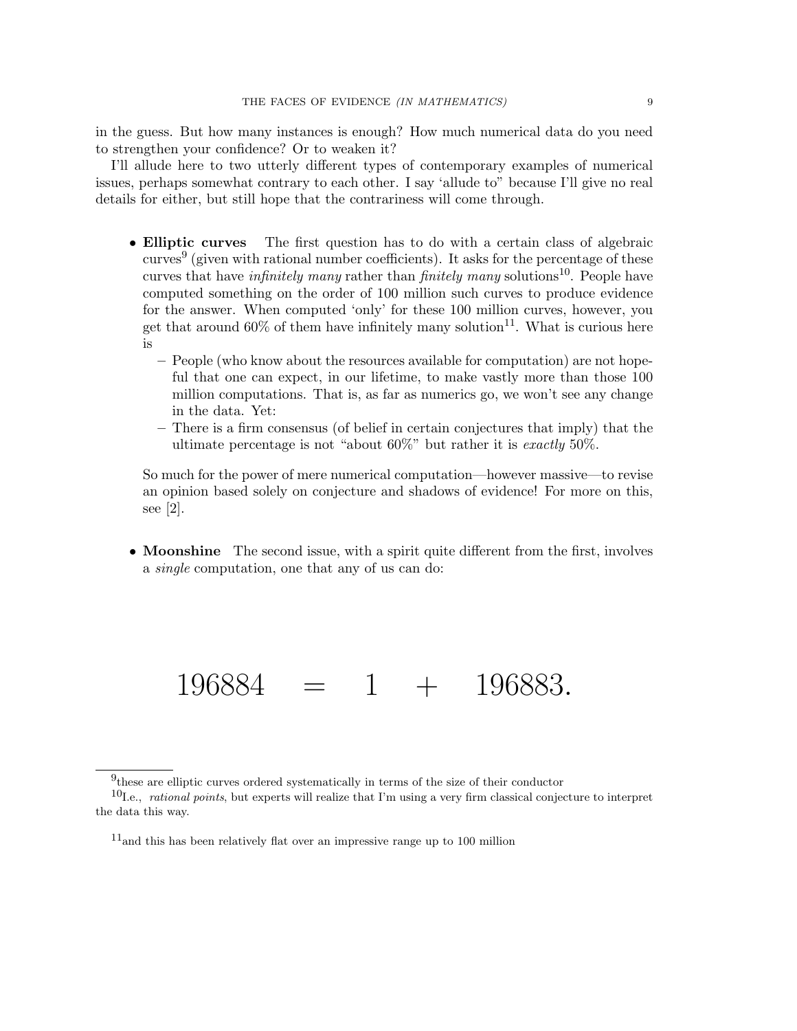in the guess. But how many instances is enough? How much numerical data do you need to strengthen your confidence? Or to weaken it?

I'll allude here to two utterly different types of contemporary examples of numerical issues, perhaps somewhat contrary to each other. I say 'allude to" because I'll give no real details for either, but still hope that the contrariness will come through.

- **Elliptic curves** The first question has to do with a certain class of algebraic curves[9] (given with rational number coefficients). It asks for the percentage of these curves that have *infinitely many* rather than *finitely many* solutions[10]. People have computed something on the order of 100 million such curves to produce evidence for the answer. When computed 'only' for these 100 million curves, however, you get that around 60% of them have infinitely many solution[11]. What is curious here is
  - People (who know about the resources available for computation) are not hopeful that one can expect, in our lifetime, to make vastly more than those 100 million computations. That is, as far as numerics go, we won't see any change in the data. Yet:
  - There is a firm consensus (of belief in certain conjectures that imply) that the ultimate percentage is not "about 60%" but rather it is *exactly* 50%.

  So much for the power of mere numerical computation—however massive—to revise an opinion based solely on conjecture and shadows of evidence! For more on this, see [2].

- **Moonshine** The second issue, with a spirit quite different from the first, involves a *single* computation, one that any of us can do:

$$196884 \quad = \quad 1 \quad + \quad 196883.$$

---

[9] these are elliptic curves ordered systematically in terms of the size of their conductor

[10] I.e., *rational points*, but experts will realize that I'm using a very firm classical conjecture to interpret the data this way.

[11] and this has been relatively flat over an impressive range up to 100 million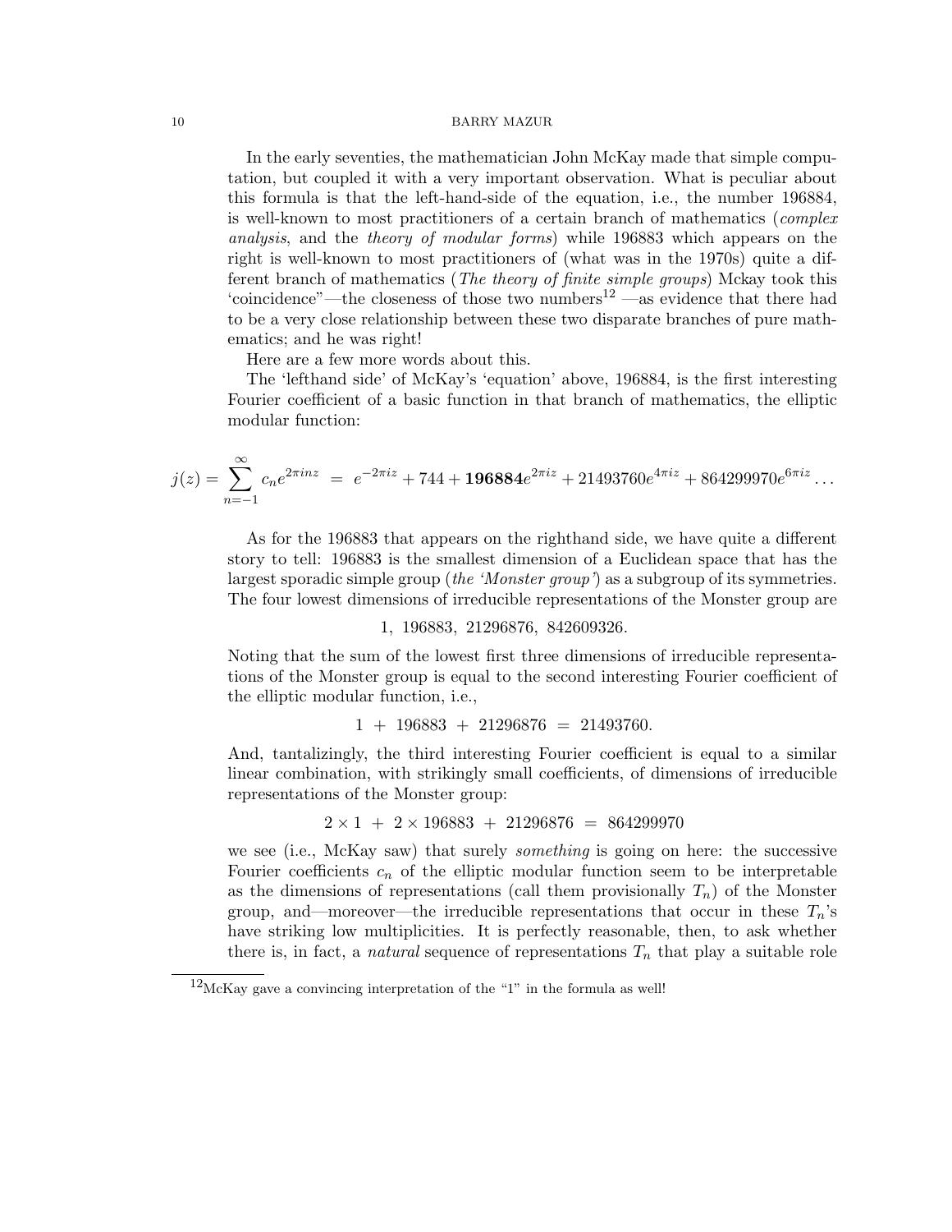In the early seventies, the mathematician John McKay made that simple computation, but coupled it with a very important observation. What is peculiar about this formula is that the left-hand-side of the equation, i.e., the number 196884, is well-known to most practitioners of a certain branch of mathematics (*complex analysis*, and the *theory of modular forms*) while 196883 which appears on the right is well-known to most practitioners of (what was in the 1970s) quite a different branch of mathematics (*The theory of finite simple groups*) Mckay took this 'coincidence"—the closeness of those two numbers[12] —as evidence that there had to be a very close relationship between these two disparate branches of pure mathematics; and he was right!

Here are a few more words about this.

The 'lefthand side' of McKay's 'equation' above, 196884, is the first interesting Fourier coefficient of a basic function in that branch of mathematics, the elliptic modular function:

$$j(z) = \sum_{n=-1}^{\infty} c_n e^{2\pi i n z} \;=\; e^{-2\pi i z} + 744 + \mathbf{196884} e^{2\pi i z} + 21493760 e^{4\pi i z} + 864299970 e^{6\pi i z} \ldots$$

As for the 196883 that appears on the righthand side, we have quite a different story to tell: 196883 is the smallest dimension of a Euclidean space that has the largest sporadic simple group (*the 'Monster group'*) as a subgroup of its symmetries. The four lowest dimensions of irreducible representations of the Monster group are

$$1,\ 196883,\ 21296876,\ 842609326.$$

Noting that the sum of the lowest first three dimensions of irreducible representations of the Monster group is equal to the second interesting Fourier coefficient of the elliptic modular function, i.e.,

$$1 \;+\; 196883 \;+\; 21296876 \;=\; 21493760.$$

And, tantalizingly, the third interesting Fourier coefficient is equal to a similar linear combination, with strikingly small coefficients, of dimensions of irreducible representations of the Monster group:

$$2 \times 1 \;+\; 2 \times 196883 \;+\; 21296876 \;=\; 864299970$$

we see (i.e., McKay saw) that surely *something* is going on here: the successive Fourier coefficients $c_n$ of the elliptic modular function seem to be interpretable as the dimensions of representations (call them provisionally $T_n$) of the Monster group, and—moreover—the irreducible representations that occur in these $T_n$'s have striking low multiplicities. It is perfectly reasonable, then, to ask whether there is, in fact, a *natural* sequence of representations $T_n$ that play a suitable role

[12] McKay gave a convincing interpretation of the "1" in the formula as well!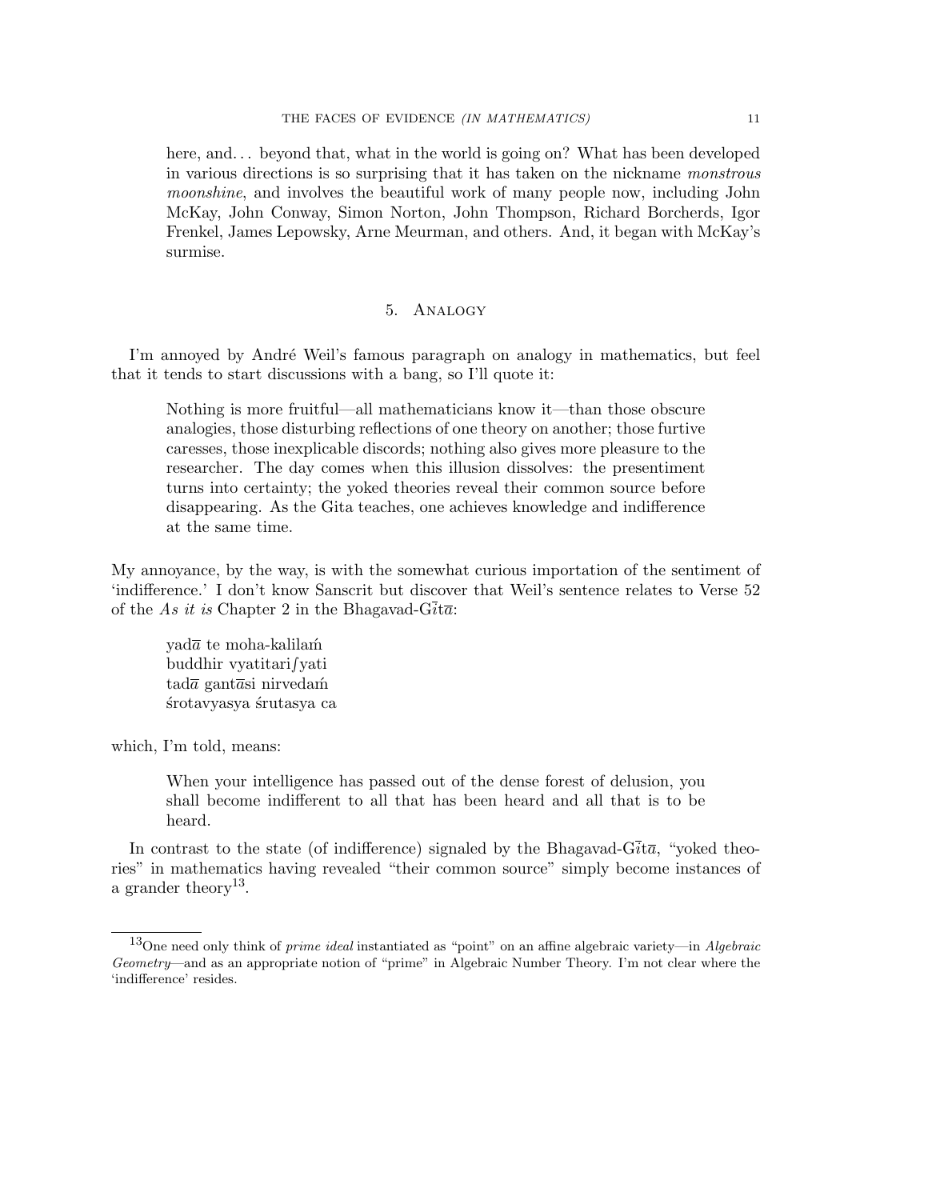here, and... beyond that, what in the world is going on? What has been developed in various directions is so surprising that it has taken on the nickname *monstrous moonshine*, and involves the beautiful work of many people now, including John McKay, John Conway, Simon Norton, John Thompson, Richard Borcherds, Igor Frenkel, James Lepowsky, Arne Meurman, and others. And, it began with McKay's surmise.

## 5. Analogy

I'm annoyed by André Weil's famous paragraph on analogy in mathematics, but feel that it tends to start discussions with a bang, so I'll quote it:

> Nothing is more fruitful—all mathematicians know it—than those obscure analogies, those disturbing reflections of one theory on another; those furtive caresses, those inexplicable discords; nothing also gives more pleasure to the researcher. The day comes when this illusion dissolves: the presentiment turns into certainty; the yoked theories reveal their common source before disappearing. As the Gita teaches, one achieves knowledge and indifference at the same time.

My annoyance, by the way, is with the somewhat curious importation of the sentiment of 'indifference.' I don't know Sanscrit but discover that Weil's sentence relates to Verse 52 of the *As it is* Chapter 2 in the Bhagavad-Gītā:

> yadā te moha-kalilaḿ
> buddhir vyatitariʃyati
> tadā gantāsi nirvedaḿ
> śrotavyasya śrutasya ca

which, I'm told, means:

> When your intelligence has passed out of the dense forest of delusion, you shall become indifferent to all that has been heard and all that is to be heard.

In contrast to the state (of indifference) signaled by the Bhagavad-Gītā, "yoked theories" in mathematics having revealed "their common source" simply become instances of a grander theory[13].

[13] One need only think of *prime ideal* instantiated as "point" on an affine algebraic variety—in *Algebraic Geometry*—and as an appropriate notion of "prime" in Algebraic Number Theory. I'm not clear where the 'indifference' resides.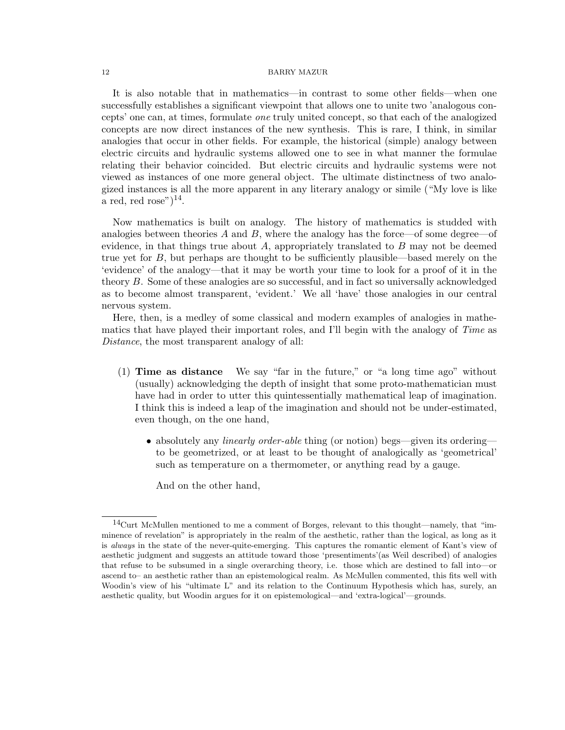It is also notable that in mathematics—in contrast to some other fields—when one successfully establishes a significant viewpoint that allows one to unite two 'analogous concepts' one can, at times, formulate *one* truly united concept, so that each of the analogized concepts are now direct instances of the new synthesis. This is rare, I think, in similar analogies that occur in other fields. For example, the historical (simple) analogy between electric circuits and hydraulic systems allowed one to see in what manner the formulae relating their behavior coincided. But electric circuits and hydraulic systems were not viewed as instances of one more general object. The ultimate distinctness of two analogized instances is all the more apparent in any literary analogy or simile ("My love is like a red, red rose")[14].

Now mathematics is built on analogy. The history of mathematics is studded with analogies between theories $A$ and $B$, where the analogy has the force—of some degree—of evidence, in that things true about $A$, appropriately translated to $B$ may not be deemed true yet for $B$, but perhaps are thought to be sufficiently plausible—based merely on the 'evidence' of the analogy—that it may be worth your time to look for a proof of it in the theory $B$. Some of these analogies are so successful, and in fact so universally acknowledged as to become almost transparent, 'evident.' We all 'have' those analogies in our central nervous system.

Here, then, is a medley of some classical and modern examples of analogies in mathematics that have played their important roles, and I'll begin with the analogy of *Time* as *Distance*, the most transparent analogy of all:

(1) **Time as distance** We say "far in the future," or "a long time ago" without (usually) acknowledging the depth of insight that some proto-mathematician must have had in order to utter this quintessentially mathematical leap of imagination. I think this is indeed a leap of the imagination and should not be under-estimated, even though, on the one hand,

- absolutely any *linearly order-able* thing (or notion) begs—given its ordering—to be geometrized, or at least to be thought of analogically as 'geometrical' such as temperature on a thermometer, or anything read by a gauge.

And on the other hand,

---

[14] Curt McMullen mentioned to me a comment of Borges, relevant to this thought—namely, that "imminence of revelation" is appropriately in the realm of the aesthetic, rather than the logical, as long as it is *always* in the state of the never-quite-emerging. This captures the romantic element of Kant's view of aesthetic judgment and suggests an attitude toward those 'presentiments'(as Weil described) of analogies that refuse to be subsumed in a single overarching theory, i.e. those which are destined to fall into—or ascend to– an aesthetic rather than an epistemological realm. As McMullen commented, this fits well with Woodin's view of his "ultimate L" and its relation to the Continuum Hypothesis which has, surely, an aesthetic quality, but Woodin argues for it on epistemological—and 'extra-logical'—grounds.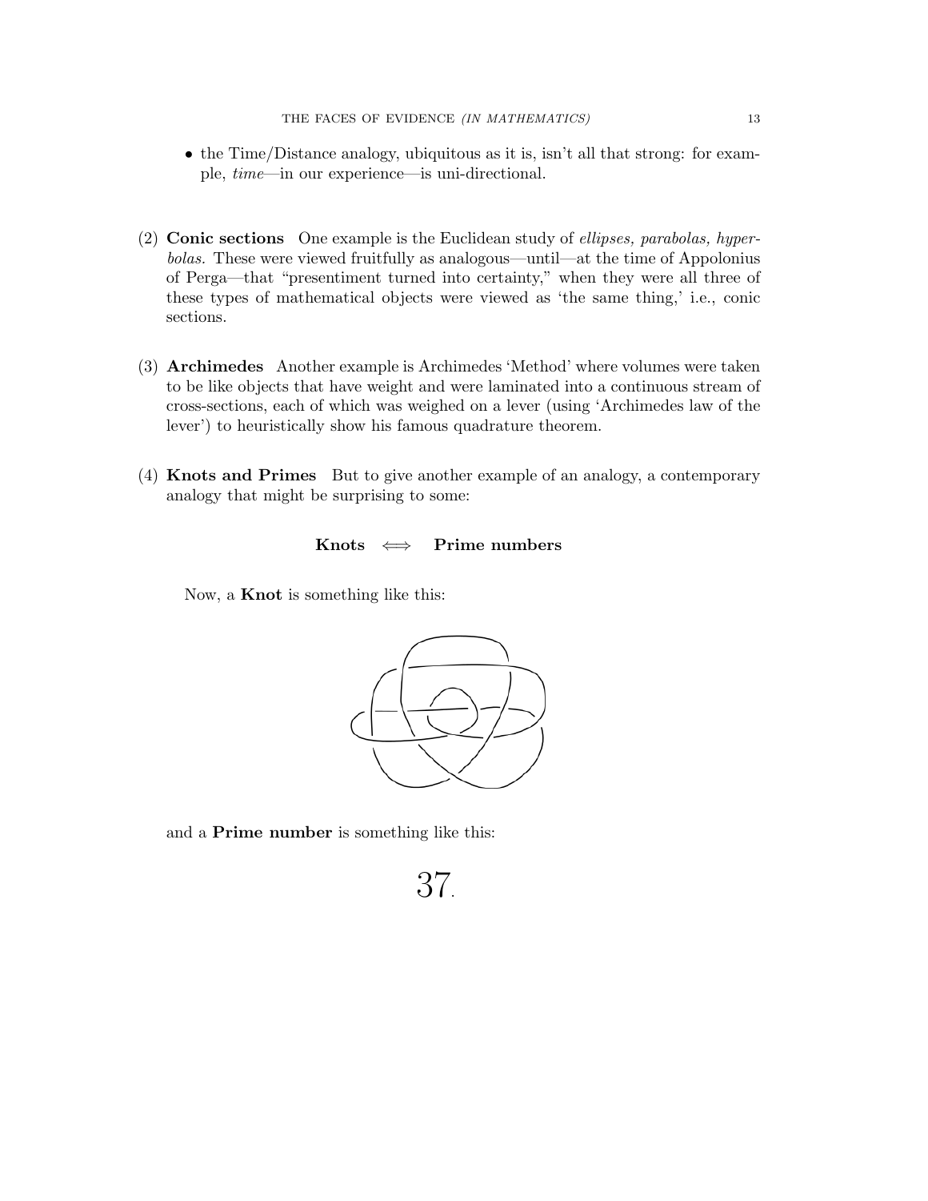- the Time/Distance analogy, ubiquitous as it is, isn't all that strong: for example, *time*—in our experience—is uni-directional.

(2) **Conic sections** One example is the Euclidean study of *ellipses, parabolas, hyperbolas.* These were viewed fruitfully as analogous—until—at the time of Appolonius of Perga—that "presentiment turned into certainty," when they were all three of these types of mathematical objects were viewed as 'the same thing,' i.e., conic sections.

(3) **Archimedes** Another example is Archimedes 'Method' where volumes were taken to be like objects that have weight and were laminated into a continuous stream of cross-sections, each of which was weighed on a lever (using 'Archimedes law of the lever') to heuristically show his famous quadrature theorem.

(4) **Knots and Primes** But to give another example of an analogy, a contemporary analogy that might be surprising to some:

$$\textbf{Knots} \iff \textbf{Prime numbers}$$

Now, a **Knot** is something like this:

and a **Prime number** is something like this:

$$37.$$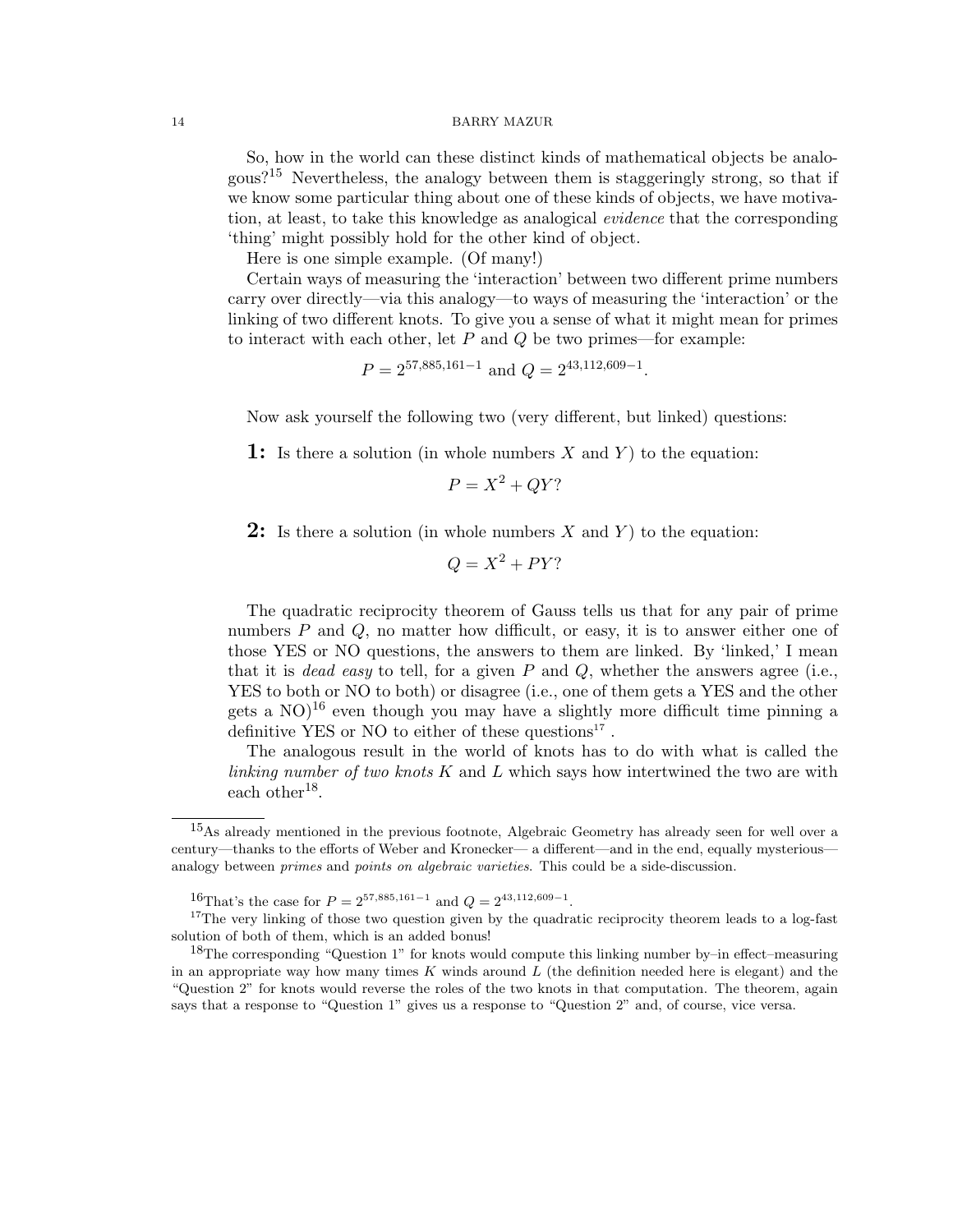So, how in the world can these distinct kinds of mathematical objects be analogous?[15] Nevertheless, the analogy between them is staggeringly strong, so that if we know some particular thing about one of these kinds of objects, we have motivation, at least, to take this knowledge as analogical *evidence* that the corresponding 'thing' might possibly hold for the other kind of object.

Here is one simple example. (Of many!)

Certain ways of measuring the 'interaction' between two different prime numbers carry over directly—via this analogy—to ways of measuring the 'interaction' or the linking of two different knots. To give you a sense of what it might mean for primes to interact with each other, let $P$ and $Q$ be two primes—for example:

$$P = 2^{57,885,161-1} \text{ and } Q = 2^{43,112,609-1}.$$

Now ask yourself the following two (very different, but linked) questions:

**1:** Is there a solution (in whole numbers $X$ and $Y$) to the equation:

$$P = X^2 + QY?$$

**2:** Is there a solution (in whole numbers $X$ and $Y$) to the equation:

$$Q = X^2 + PY?$$

The quadratic reciprocity theorem of Gauss tells us that for any pair of prime numbers $P$ and $Q$, no matter how difficult, or easy, it is to answer either one of those YES or NO questions, the answers to them are linked. By 'linked,' I mean that it is *dead easy* to tell, for a given $P$ and $Q$, whether the answers agree (i.e., YES to both or NO to both) or disagree (i.e., one of them gets a YES and the other gets a NO)[16] even though you may have a slightly more difficult time pinning a definitive YES or NO to either of these questions[17] .

The analogous result in the world of knots has to do with what is called the *linking number of two knots* $K$ and $L$ which says how intertwined the two are with each other[18].

---

[15]As already mentioned in the previous footnote, Algebraic Geometry has already seen for well over a century—thanks to the efforts of Weber and Kronecker— a different—and in the end, equally mysterious—analogy between *primes* and *points on algebraic varieties*. This could be a side-discussion.

[16]That's the case for $P = 2^{57,885,161-1}$ and $Q = 2^{43,112,609-1}$.

[17]The very linking of those two question given by the quadratic reciprocity theorem leads to a log-fast solution of both of them, which is an added bonus!

[18]The corresponding "Question 1" for knots would compute this linking number by–in effect–measuring in an appropriate way how many times $K$ winds around $L$ (the definition needed here is elegant) and the "Question 2" for knots would reverse the roles of the two knots in that computation. The theorem, again says that a response to "Question 1" gives us a response to "Question 2" and, of course, vice versa.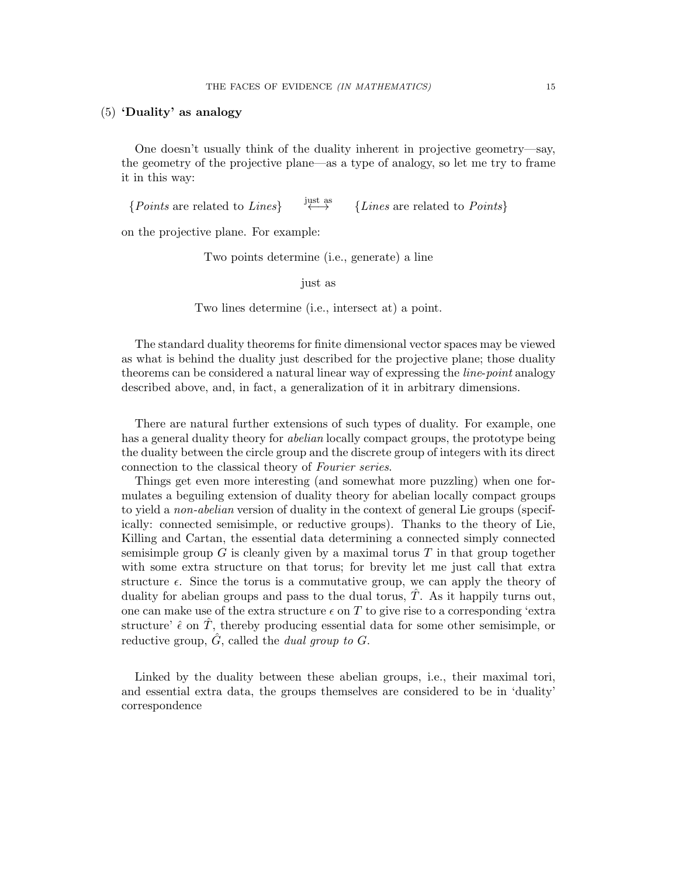(5) **'Duality' as analogy**

One doesn't usually think of the duality inherent in projective geometry—say, the geometry of the projective plane—as a type of analogy, so let me try to frame it in this way:

$$\{\textit{Points} \text{ are related to } \textit{Lines}\} \quad \overset{\text{just as}}{\longleftrightarrow} \quad \{\textit{Lines} \text{ are related to } \textit{Points}\}$$

on the projective plane. For example:

Two points determine (i.e., generate) a line

just as

Two lines determine (i.e., intersect at) a point.

The standard duality theorems for finite dimensional vector spaces may be viewed as what is behind the duality just described for the projective plane; those duality theorems can be considered a natural linear way of expressing the *line-point* analogy described above, and, in fact, a generalization of it in arbitrary dimensions.

There are natural further extensions of such types of duality. For example, one has a general duality theory for *abelian* locally compact groups, the prototype being the duality between the circle group and the discrete group of integers with its direct connection to the classical theory of *Fourier series*.

Things get even more interesting (and somewhat more puzzling) when one formulates a beguiling extension of duality theory for abelian locally compact groups to yield a *non-abelian* version of duality in the context of general Lie groups (specifically: connected semisimple, or reductive groups). Thanks to the theory of Lie, Killing and Cartan, the essential data determining a connected simply connected semisimple group $G$ is cleanly given by a maximal torus $T$ in that group together with some extra structure on that torus; for brevity let me just call that extra structure $\epsilon$. Since the torus is a commutative group, we can apply the theory of duality for abelian groups and pass to the dual torus, $\hat{T}$. As it happily turns out, one can make use of the extra structure $\epsilon$ on $T$ to give rise to a corresponding 'extra structure' $\hat{\epsilon}$ on $\hat{T}$, thereby producing essential data for some other semisimple, or reductive group, $\hat{G}$, called the *dual group to $G$*.

Linked by the duality between these abelian groups, i.e., their maximal tori, and essential extra data, the groups themselves are considered to be in 'duality' correspondence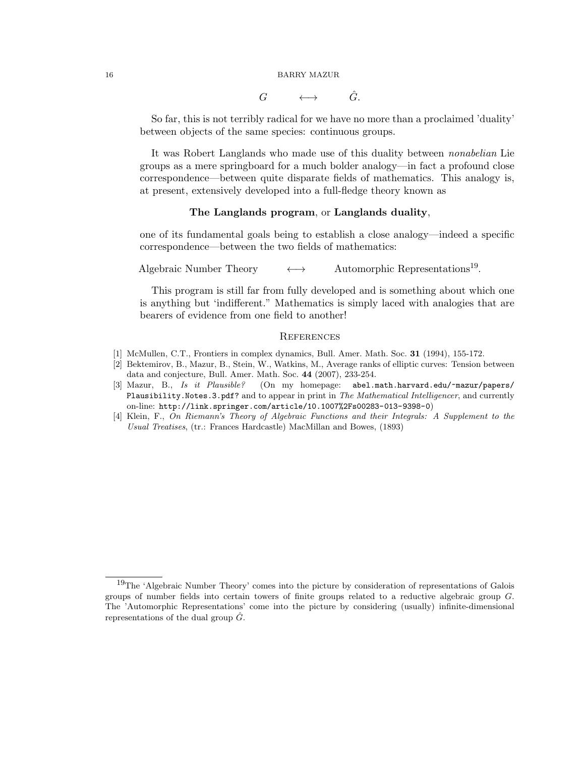$$G \quad \longleftrightarrow \quad \hat{G}.$$

So far, this is not terribly radical for we have no more than a proclaimed 'duality' between objects of the same species: continuous groups.

It was Robert Langlands who made use of this duality between *nonabelian* Lie groups as a mere springboard for a much bolder analogy—in fact a profound close correspondence—between quite disparate fields of mathematics. This analogy is, at present, extensively developed into a full-fledge theory known as

**The Langlands program**, or **Langlands duality**,

one of its fundamental goals being to establish a close analogy—indeed a specific correspondence—between the two fields of mathematics:

Algebraic Number Theory $\longleftrightarrow$ Automorphic Representations[19].

This program is still far from fully developed and is something about which one is anything but 'indifferent." Mathematics is simply laced with analogies that are bearers of evidence from one field to another!

## References

[1] McMullen, C.T., Frontiers in complex dynamics, Bull. Amer. Math. Soc. **31** (1994), 155-172.

[2] Bektemirov, B., Mazur, B., Stein, W., Watkins, M., Average ranks of elliptic curves: Tension between data and conjecture, Bull. Amer. Math. Soc. **44** (2007), 233-254.

[3] Mazur, B., *Is it Plausible?* (On my homepage: abel.math.harvard.edu/~mazur/papers/Plausibility.Notes.3.pdf? and to appear in print in *The Mathematical Intelligencer*, and currently on-line: http://link.springer.com/article/10.1007%2Fs00283-013-9398-0)

[4] Klein, F., *On Riemann's Theory of Algebraic Functions and their Integrals: A Supplement to the Usual Treatises*, (tr.: Frances Hardcastle) MacMillan and Bowes, (1893)

[19] The 'Algebraic Number Theory' comes into the picture by consideration of representations of Galois groups of number fields into certain towers of finite groups related to a reductive algebraic group $G$. The 'Automorphic Representations' come into the picture by considering (usually) infinite-dimensional representations of the dual group $\hat{G}$.